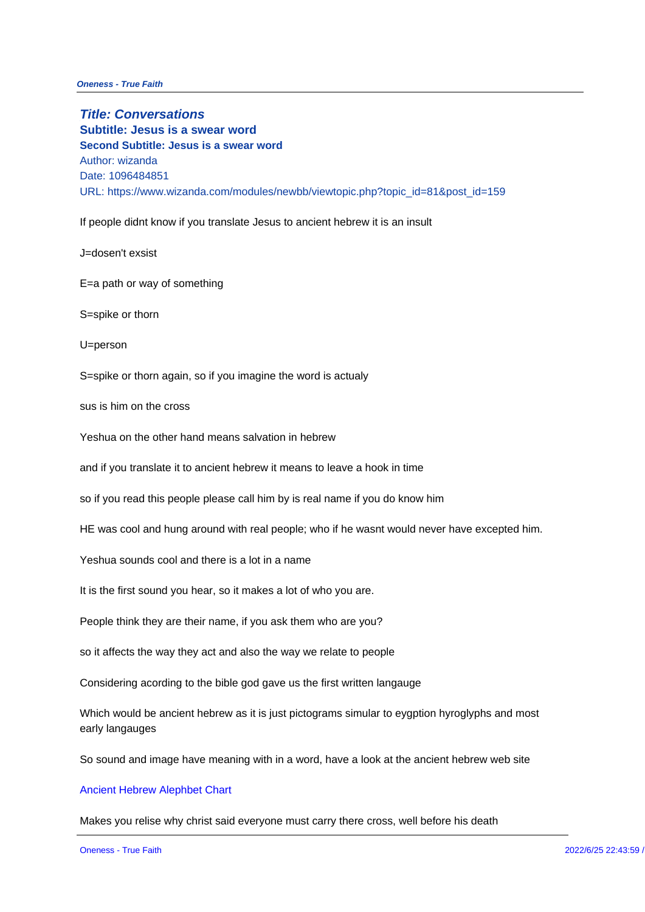## Title: Conversations

### Subtitle: Jesus is a swear word

### Second Subtitle: Jesus is a swear word

Author: wizanda

Date: 1096484851

URL: https://www.wizanda.com/modules/newbb/viewtopic.php?topic_id=81&post_id=159

If people didnt know if you translate Jesus to ancient hebrew it is an insult

J=dosen't exsist

E=a path or way of something

S=spike or thorn

U=person

S=spike or thorn again, so if you imagine the word is actualy

sus is him on the cross

Yeshua on the other hand means salvation in hebrew

and if you translate it to ancient hebrew it means to leave a hook in time

so if you read this people please call him by is real name if you do know him

HE was cool and hung around with real people; who if he wasnt would never have excepted him.

Yeshua sounds cool and there is a lot in a name

It is the first sound you hear, so it makes a lot of who you are.

People think they are their name, if you ask them who are you?

so it affects the way they act and also the way we relate to people

Considering acording to the bible god gave us the first written langauge

Which would be ancient hebrew as it is just pictograms simular to egyption hyroglyphs and most early langauges

So sound and image have meaning with in a word, have a look at the ancient hebrew web site

Ancient Hebrew Alephbet Chart

Makes you relise why christ said everyone must carry there cross, well before his death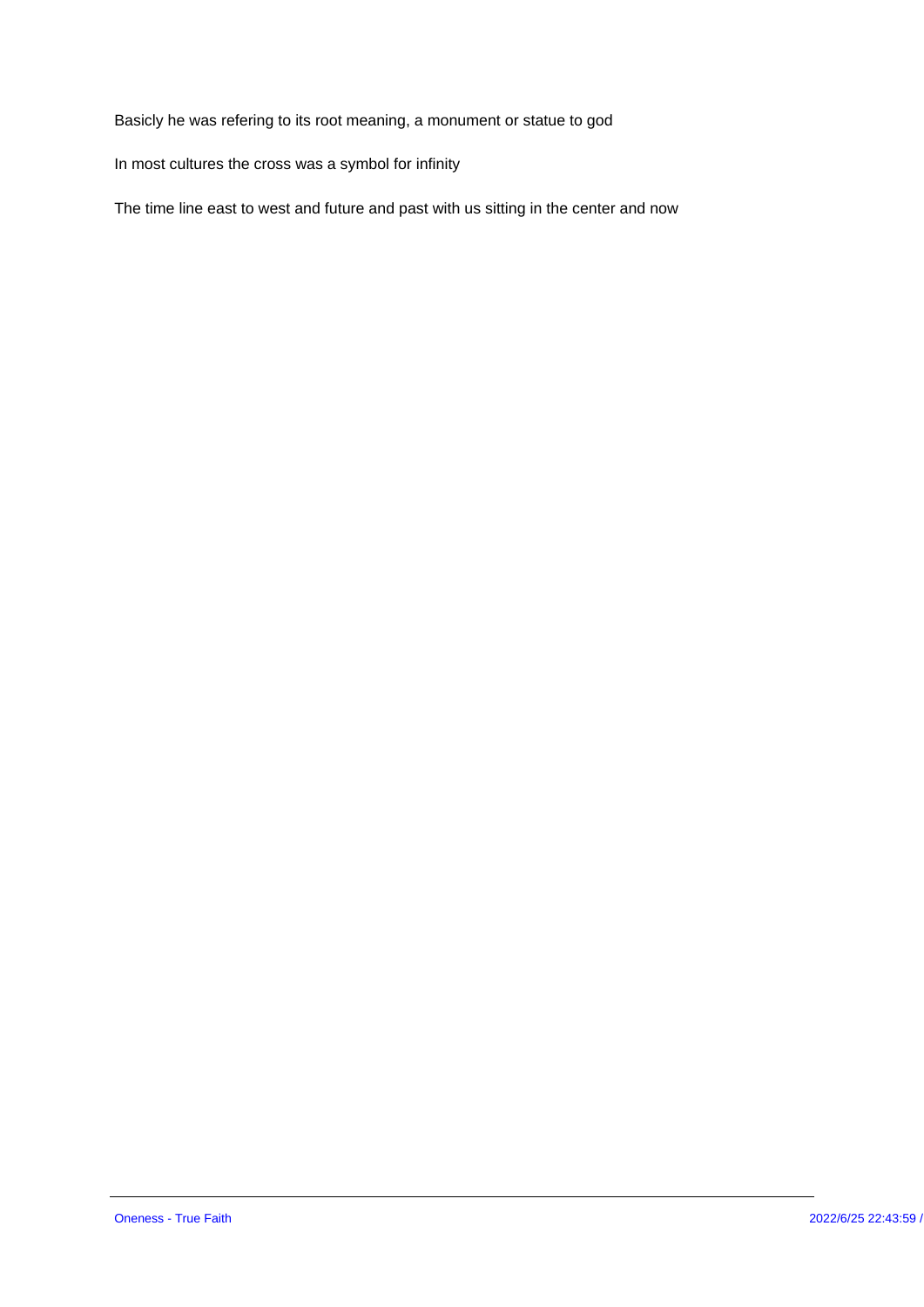Basicly he was refering to its root meaning, a monument or statue to god

In most cultures the cross was a symbol for infinity

The time line east to west and future and past with us sitting in the center and now